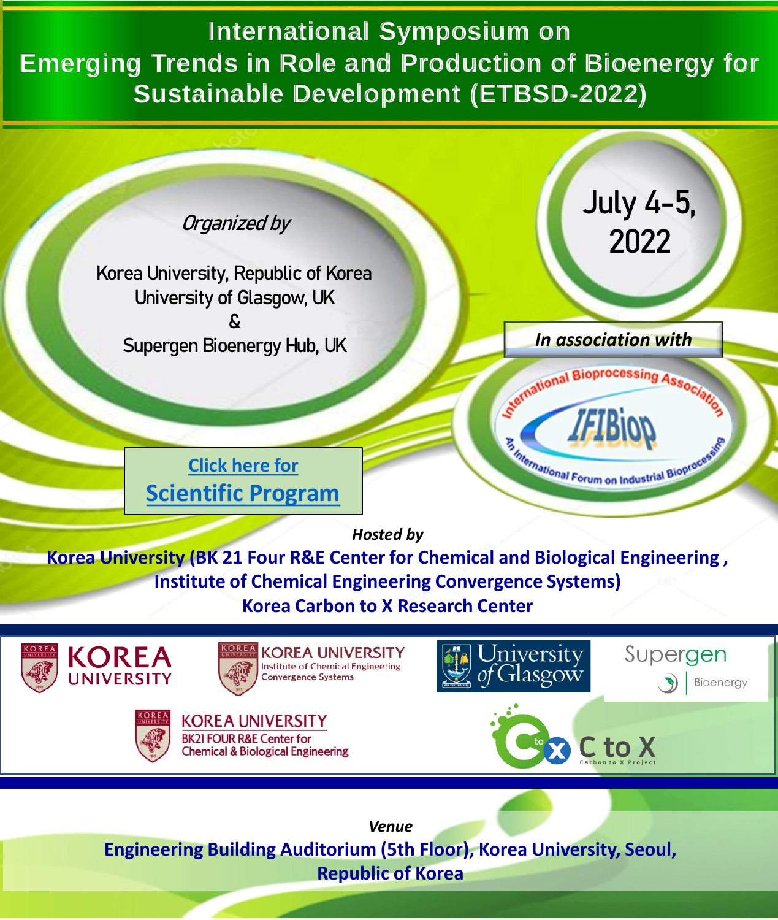# International Symposium on Emerging Trends in Role and Production of Bioenergy for Sustainable Development (ETBSD-2022)

*Organized by*

Korea University, Republic of Korea
University of Glasgow, UK
&
Supergen Bioenergy Hub, UK

**July 4-5, 2022**

***In association with***

International Bioprocessing Association
IFIBiop
An International Forum on Industrial Bioprocessing

Click here for
**Scientific Program**

***Hosted by***

**Korea University (BK 21 Four R&E Center for Chemical and Biological Engineering , Institute of Chemical Engineering Convergence Systems)**
**Korea Carbon to X Research Center**

KOREA UNIVERSITY

KOREA UNIVERSITY
Institute of Chemical Engineering Convergence Systems

University of Glasgow

Supergen Bioenergy

KOREA UNIVERSITY
BK21 FOUR R&E Center for Chemical & Biological Engineering

C to X
Carbon to X Project

***Venue***

**Engineering Building Auditorium (5th Floor), Korea University, Seoul, Republic of Korea**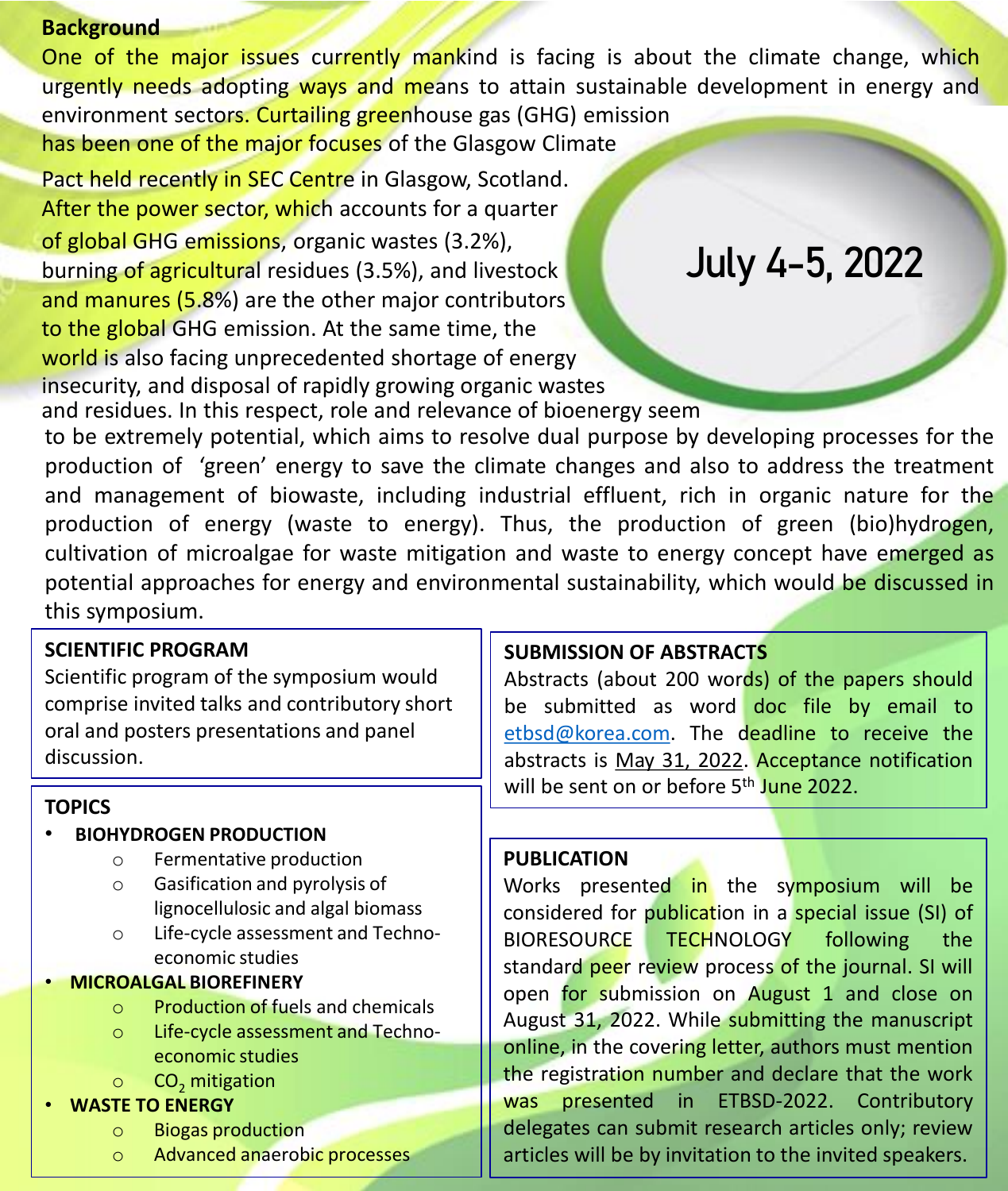## Background

One of the major issues currently mankind is facing is about the climate change, which urgently needs adopting ways and means to attain sustainable development in energy and environment sectors. Curtailing greenhouse gas (GHG) emission has been one of the major focuses of the Glasgow Climate Pact held recently in SEC Centre in Glasgow, Scotland. After the power sector, which accounts for a quarter of global GHG emissions, organic wastes (3.2%), burning of agricultural residues (3.5%), and livestock and manures (5.8%) are the other major contributors to the global GHG emission. At the same time, the world is also facing unprecedented shortage of energy insecurity, and disposal of rapidly growing organic wastes and residues. In this respect, role and relevance of bioenergy seem to be extremely potential, which aims to resolve dual purpose by developing processes for the production of 'green' energy to save the climate changes and also to address the treatment and management of biowaste, including industrial effluent, rich in organic nature for the production of energy (waste to energy). Thus, the production of green (bio)hydrogen, cultivation of microalgae for waste mitigation and waste to energy concept have emerged as potential approaches for energy and environmental sustainability, which would be discussed in this symposium.

**July 4-5, 2022**

## SCIENTIFIC PROGRAM

Scientific program of the symposium would comprise invited talks and contributory short oral and posters presentations and panel discussion.

## TOPICS

- **BIOHYDROGEN PRODUCTION**
  - Fermentative production
  - Gasification and pyrolysis of lignocellulosic and algal biomass
  - Life-cycle assessment and Techno-economic studies
- **MICROALGAL BIOREFINERY**
  - Production of fuels and chemicals
  - Life-cycle assessment and Techno-economic studies
  - $CO_2$ mitigation
- **WASTE TO ENERGY**
  - Biogas production
  - Advanced anaerobic processes

## SUBMISSION OF ABSTRACTS

Abstracts (about 200 words) of the papers should be submitted as word doc file by email to etbsd@korea.com. The deadline to receive the abstracts is May 31, 2022. Acceptance notification will be sent on or before 5th June 2022.

## PUBLICATION

Works presented in the symposium will be considered for publication in a special issue (SI) of BIORESOURCE TECHNOLOGY following the standard peer review process of the journal. SI will open for submission on August 1 and close on August 31, 2022. While submitting the manuscript online, in the covering letter, authors must mention the registration number and declare that the work was presented in ETBSD-2022. Contributory delegates can submit research articles only; review articles will be by invitation to the invited speakers.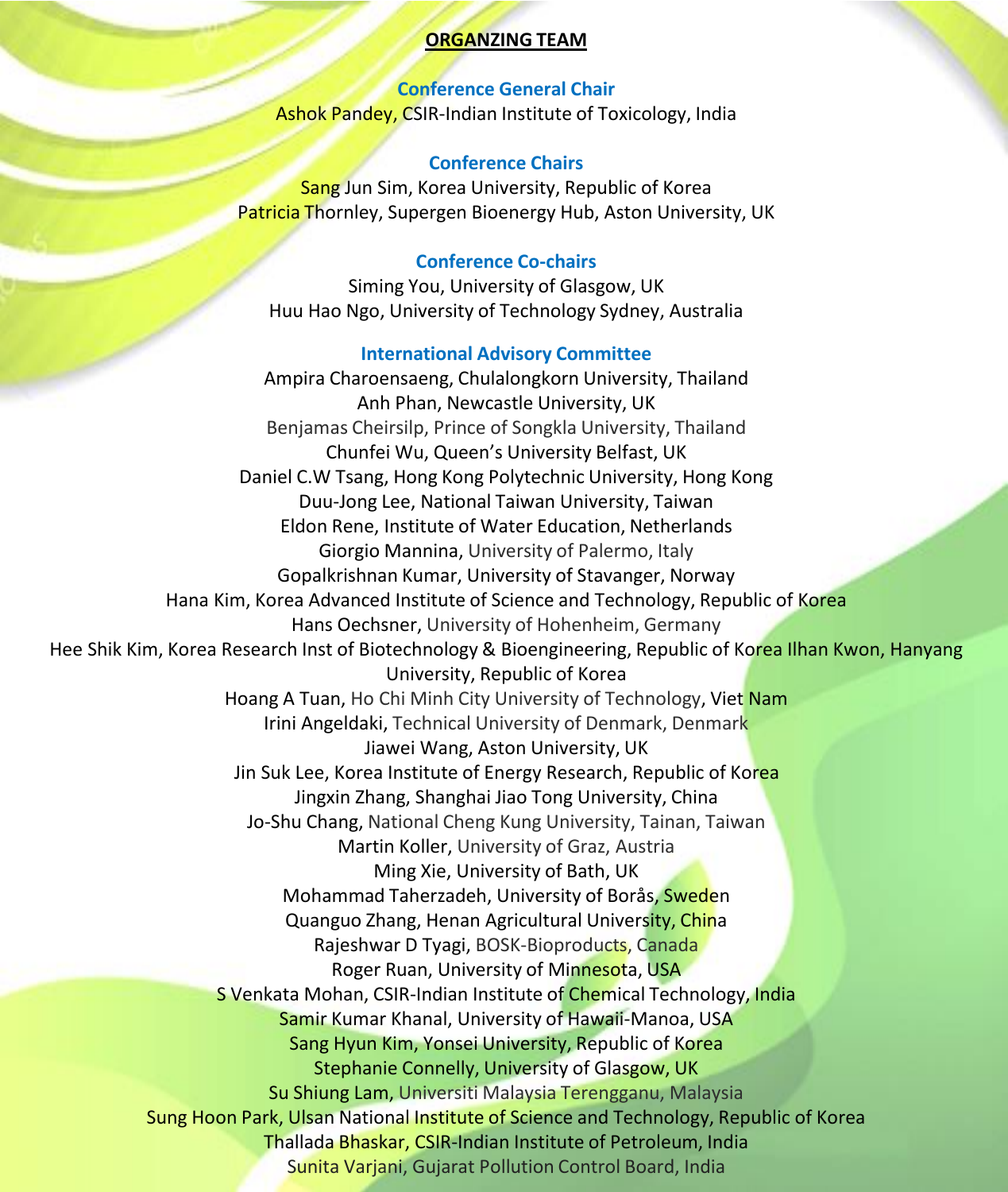## ORGANZING TEAM

### Conference General Chair

Ashok Pandey, CSIR-Indian Institute of Toxicology, India

### Conference Chairs

Sang Jun Sim, Korea University, Republic of Korea

Patricia Thornley, Supergen Bioenergy Hub, Aston University, UK

### Conference Co-chairs

Siming You, University of Glasgow, UK

Huu Hao Ngo, University of Technology Sydney, Australia

### International Advisory Committee

Ampira Charoensaeng, Chulalongkorn University, Thailand

Anh Phan, Newcastle University, UK

Benjamas Cheirsilp, Prince of Songkla University, Thailand

Chunfei Wu, Queen's University Belfast, UK

Daniel C.W Tsang, Hong Kong Polytechnic University, Hong Kong

Duu-Jong Lee, National Taiwan University, Taiwan

Eldon Rene, Institute of Water Education, Netherlands

Giorgio Mannina, University of Palermo, Italy

Gopalkrishnan Kumar, University of Stavanger, Norway

Hana Kim, Korea Advanced Institute of Science and Technology, Republic of Korea

Hans Oechsner, University of Hohenheim, Germany

Hee Shik Kim, Korea Research Inst of Biotechnology & Bioengineering, Republic of Korea Ilhan Kwon, Hanyang University, Republic of Korea

Hoang A Tuan, Ho Chi Minh City University of Technology, Viet Nam

Irini Angeldaki, Technical University of Denmark, Denmark

Jiawei Wang, Aston University, UK

Jin Suk Lee, Korea Institute of Energy Research, Republic of Korea

Jingxin Zhang, Shanghai Jiao Tong University, China

Jo-Shu Chang, National Cheng Kung University, Tainan, Taiwan

Martin Koller, University of Graz, Austria

Ming Xie, University of Bath, UK

Mohammad Taherzadeh, University of Borås, Sweden

Quanguo Zhang, Henan Agricultural University, China

Rajeshwar D Tyagi, BOSK-Bioproducts, Canada

Roger Ruan, University of Minnesota, USA

S Venkata Mohan, CSIR-Indian Institute of Chemical Technology, India

Samir Kumar Khanal, University of Hawaii-Manoa, USA

Sang Hyun Kim, Yonsei University, Republic of Korea

Stephanie Connelly, University of Glasgow, UK

Su Shiung Lam, Universiti Malaysia Terengganu, Malaysia

Sung Hoon Park, Ulsan National Institute of Science and Technology, Republic of Korea

Thallada Bhaskar, CSIR-Indian Institute of Petroleum, India

Sunita Varjani, Gujarat Pollution Control Board, India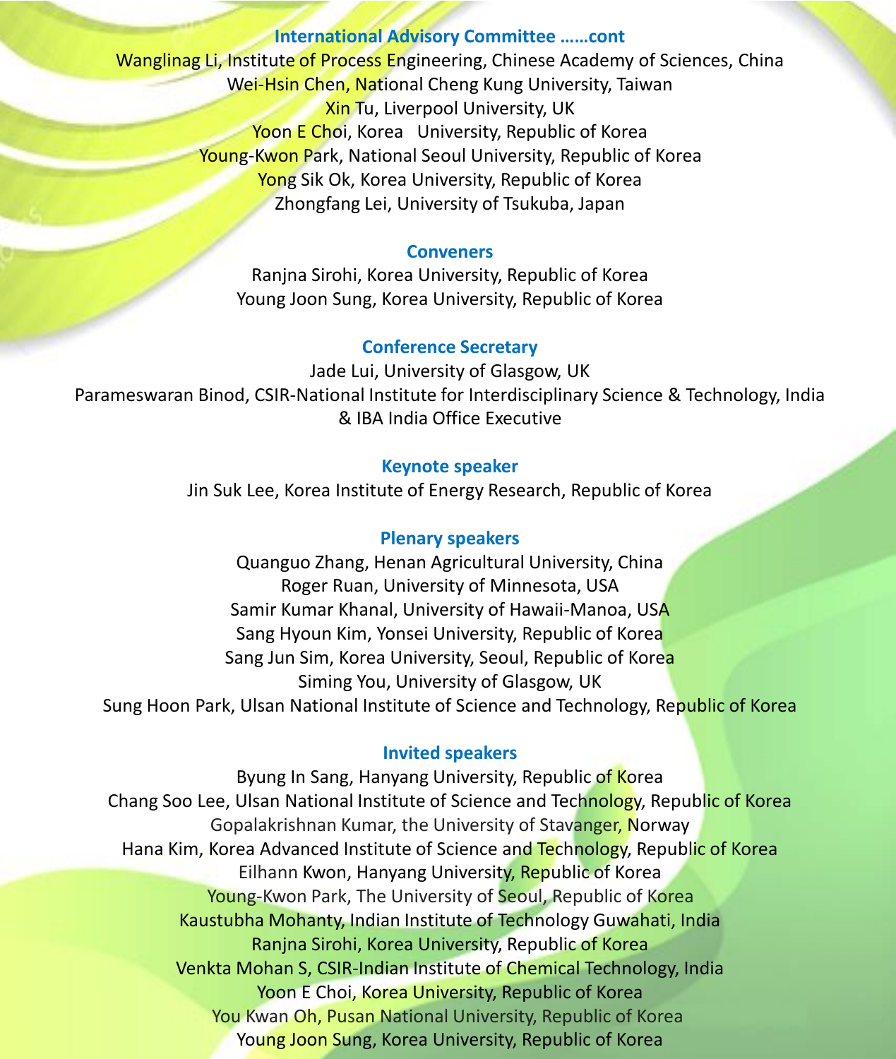## International Advisory Committee ……cont

Wanglinag Li, Institute of Process Engineering, Chinese Academy of Sciences, China
Wei-Hsin Chen, National Cheng Kung University, Taiwan
Xin Tu, Liverpool University, UK
Yoon E Choi, Korea University, Republic of Korea
Young-Kwon Park, National Seoul University, Republic of Korea
Yong Sik Ok, Korea University, Republic of Korea
Zhongfang Lei, University of Tsukuba, Japan

## Conveners

Ranjna Sirohi, Korea University, Republic of Korea
Young Joon Sung, Korea University, Republic of Korea

## Conference Secretary

Jade Lui, University of Glasgow, UK
Parameswaran Binod, CSIR-National Institute for Interdisciplinary Science & Technology, India & IBA India Office Executive

## Keynote speaker

Jin Suk Lee, Korea Institute of Energy Research, Republic of Korea

## Plenary speakers

Quanguo Zhang, Henan Agricultural University, China
Roger Ruan, University of Minnesota, USA
Samir Kumar Khanal, University of Hawaii-Manoa, USA
Sang Hyoun Kim, Yonsei University, Republic of Korea
Sang Jun Sim, Korea University, Seoul, Republic of Korea
Siming You, University of Glasgow, UK
Sung Hoon Park, Ulsan National Institute of Science and Technology, Republic of Korea

## Invited speakers

Byung In Sang, Hanyang University, Republic of Korea
Chang Soo Lee, Ulsan National Institute of Science and Technology, Republic of Korea
Gopalakrishnan Kumar, the University of Stavanger, Norway
Hana Kim, Korea Advanced Institute of Science and Technology, Republic of Korea
Eilhann Kwon, Hanyang University, Republic of Korea
Young-Kwon Park, The University of Seoul, Republic of Korea
Kaustubha Mohanty, Indian Institute of Technology Guwahati, India
Ranjna Sirohi, Korea University, Republic of Korea
Venkta Mohan S, CSIR-Indian Institute of Chemical Technology, India
Yoon E Choi, Korea University, Republic of Korea
You Kwan Oh, Pusan National University, Republic of Korea
Young Joon Sung, Korea University, Republic of Korea